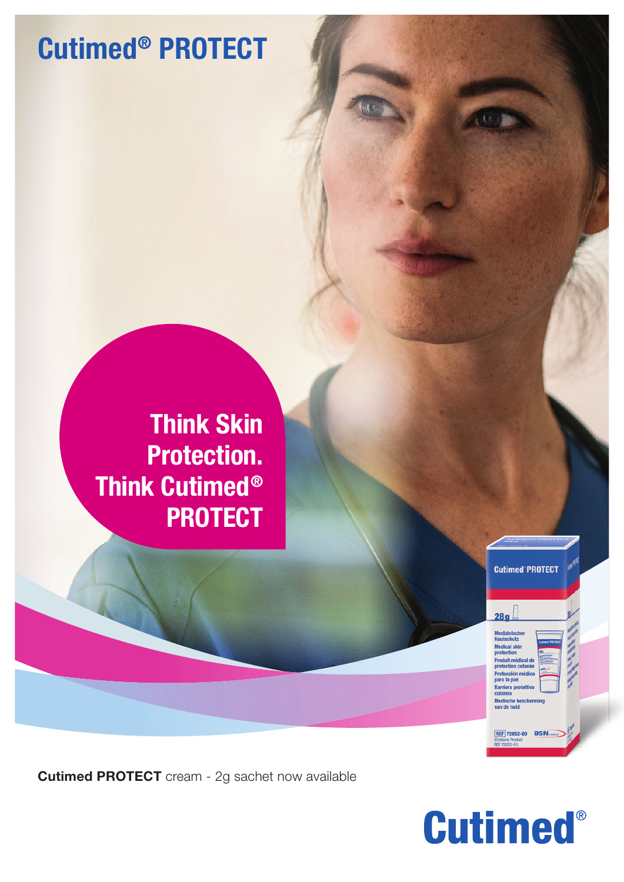# Cutimed® PROTECT

## Think Skin Protection. Think Cutimed® PROTECT

**Cutimed PROTECT** cream - 2g sachet now available

Cutimed®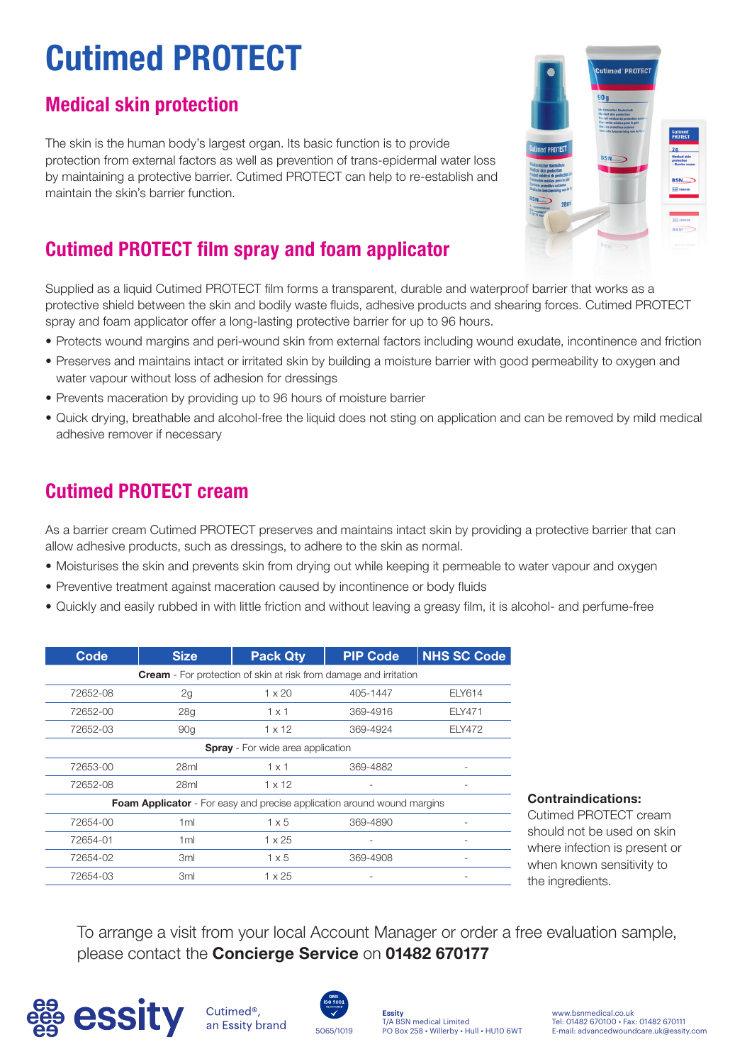# Cutimed PROTECT

## Medical skin protection

The skin is the human body's largest organ. Its basic function is to provide protection from external factors as well as prevention of trans-epidermal water loss by maintaining a protective barrier. Cutimed PROTECT can help to re-establish and maintain the skin's barrier function.

## Cutimed PROTECT film spray and foam applicator

Supplied as a liquid Cutimed PROTECT film forms a transparent, durable and waterproof barrier that works as a protective shield between the skin and bodily waste fluids, adhesive products and shearing forces. Cutimed PROTECT spray and foam applicator offer a long-lasting protective barrier for up to 96 hours.

- Protects wound margins and peri-wound skin from external factors including wound exudate, incontinence and friction
- Preserves and maintains intact or irritated skin by building a moisture barrier with good permeability to oxygen and water vapour without loss of adhesion for dressings
- Prevents maceration by providing up to 96 hours of moisture barrier
- Quick drying, breathable and alcohol-free the liquid does not sting on application and can be removed by mild medical adhesive remover if necessary

## Cutimed PROTECT cream

As a barrier cream Cutimed PROTECT preserves and maintains intact skin by providing a protective barrier that can allow adhesive products, such as dressings, to adhere to the skin as normal.

- Moisturises the skin and prevents skin from drying out while keeping it permeable to water vapour and oxygen
- Preventive treatment against maceration caused by incontinence or body fluids
- Quickly and easily rubbed in with little friction and without leaving a greasy film, it is alcohol- and perfume-free

| Code | Size | Pack Qty | PIP Code | NHS SC Code |
|---|---|---|---|---|
| **Cream** - For protection of skin at risk from damage and irritation | | | | |
| 72652-08 | 2g | 1 x 20 | 405-1447 | ELY614 |
| 72652-00 | 28g | 1 x 1 | 369-4916 | ELY471 |
| 72652-03 | 90g | 1 x 12 | 369-4924 | ELY472 |
| **Spray** - For wide area application | | | | |
| 72653-00 | 28ml | 1 x 1 | 369-4882 | - |
| 72652-08 | 28ml | 1 x 12 | - | - |
| **Foam Applicator** - For easy and precise application around wound margins | | | | |
| 72654-00 | 1ml | 1 x 5 | 369-4890 | - |
| 72654-01 | 1ml | 1 x 25 | - | - |
| 72654-02 | 3ml | 1 x 5 | 369-4908 | - |
| 72654-03 | 3ml | 1 x 25 | - | - |

**Contraindications:**
Cutimed PROTECT cream should not be used on skin where infection is present or when known sensitivity to the ingredients.

To arrange a visit from your local Account Manager or order a free evaluation sample, please contact the **Concierge Service** on **01482 670177**

essity

Cutimed®, an Essity brand

5065/1019

**Essity**
T/A BSN medical Limited
PO Box 258 • Willerby • Hull • HU10 6WT

www.bsnmedical.co.uk
Tel: 01482 670100 • Fax: 01482 670111
E-mail: advancedwoundcare.uk@essity.com